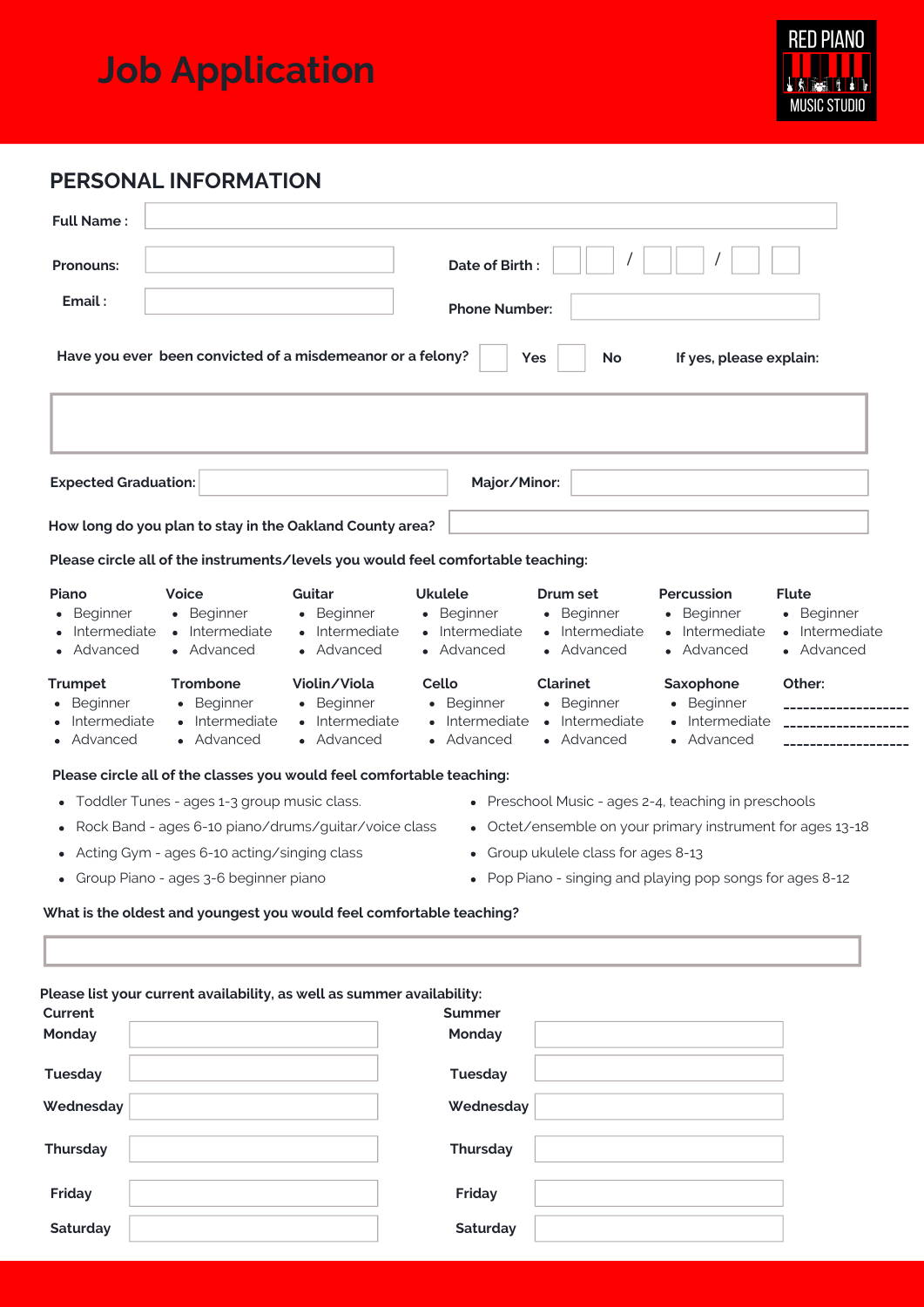# Job Application

RED PIANO MUSIC STUDIO

## PERSONAL INFORMATION

**Full Name :** 

**Pronouns:** 

**Date of Birth :** __ __ / __ __ / __ __

**Email :** 

**Phone Number:** 

**Have you ever been convicted of a misdemeanor or a felony?** ☐ **Yes** ☐ **No** **If yes, please explain:**

**Expected Graduation:** 

**Major/Minor:** 

**How long do you plan to stay in the Oakland County area?** 

**Please circle all of the instruments/levels you would feel comfortable teaching:**

**Piano**
- Beginner
- Intermediate
- Advanced

**Voice**
- Beginner
- Intermediate
- Advanced

**Guitar**
- Beginner
- Intermediate
- Advanced

**Ukulele**
- Beginner
- Intermediate
- Advanced

**Drum set**
- Beginner
- Intermediate
- Advanced

**Percussion**
- Beginner
- Intermediate
- Advanced

**Flute**
- Beginner
- Intermediate
- Advanced

**Trumpet**
- Beginner
- Intermediate
- Advanced

**Trombone**
- Beginner
- Intermediate
- Advanced

**Violin/Viola**
- Beginner
- Intermediate
- Advanced

**Cello**
- Beginner
- Intermediate
- Advanced

**Clarinet**
- Beginner
- Intermediate
- Advanced

**Saxophone**
- Beginner
- Intermediate
- Advanced

**Other:**
------------------
------------------
------------------

**Please circle all of the classes you would feel comfortable teaching:**

- Toddler Tunes - ages 1-3 group music class.
- Rock Band - ages 6-10 piano/drums/guitar/voice class
- Acting Gym - ages 6-10 acting/singing class
- Group Piano - ages 3-6 beginner piano
- Preschool Music - ages 2-4, teaching in preschools
- Octet/ensemble on your primary instrument for ages 13-18
- Group ukulele class for ages 8-13
- Pop Piano - singing and playing pop songs for ages 8-12

**What is the oldest and youngest you would feel comfortable teaching?**

**Please list your current availability, as well as summer availability:**

| **Current** | | **Summer** | |
|---|---|---|---|
| **Monday** | | **Monday** | |
| **Tuesday** | | **Tuesday** | |
| **Wednesday** | | **Wednesday** | |
| **Thursday** | | **Thursday** | |
| **Friday** | | **Friday** | |
| **Saturday** | | **Saturday** | |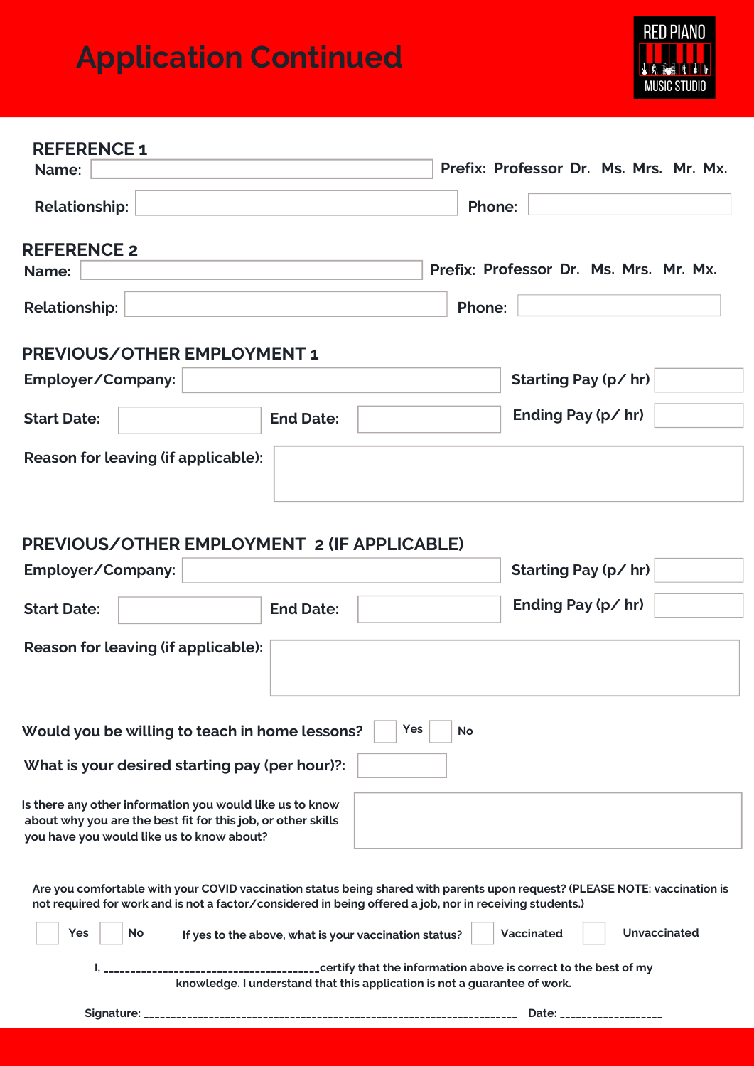# Application Continued

RED PIANO MUSIC STUDIO

## REFERENCE 1

Name: ____________________ Prefix: Professor Dr. Ms. Mrs. Mr. Mx.

Relationship: ____________________ Phone: ____________________

## REFERENCE 2

Name: ____________________ Prefix: Professor Dr. Ms. Mrs. Mr. Mx.

Relationship: ____________________ Phone: ____________________

## PREVIOUS/OTHER EMPLOYMENT 1

Employer/Company: ____________________ Starting Pay (p/ hr) __________

Start Date: __________ End Date: __________ Ending Pay (p/ hr) __________

Reason for leaving (if applicable): ____________________

## PREVIOUS/OTHER EMPLOYMENT 2 (IF APPLICABLE)

Employer/Company: ____________________ Starting Pay (p/ hr) __________

Start Date: __________ End Date: __________ Ending Pay (p/ hr) __________

Reason for leaving (if applicable): ____________________

Would you be willing to teach in home lessons? ☐ Yes ☐ No

What is your desired starting pay (per hour)?: __________

Is there any other information you would like us to know about why you are the best fit for this job, or other skills you have you would like us to know about? ____________________

Are you comfortable with your COVID vaccination status being shared with parents upon request? (PLEASE NOTE: vaccination is not required for work and is not a factor/considered in being offered a job, nor in receiving students.)

☐ Yes ☐ No If yes to the above, what is your vaccination status? ☐ Vaccinated ☐ Unvaccinated

I, _____________________________________certify that the information above is correct to the best of my knowledge. I understand that this application is not a guarantee of work.

Signature: _________________________________________________________________ Date: __________________